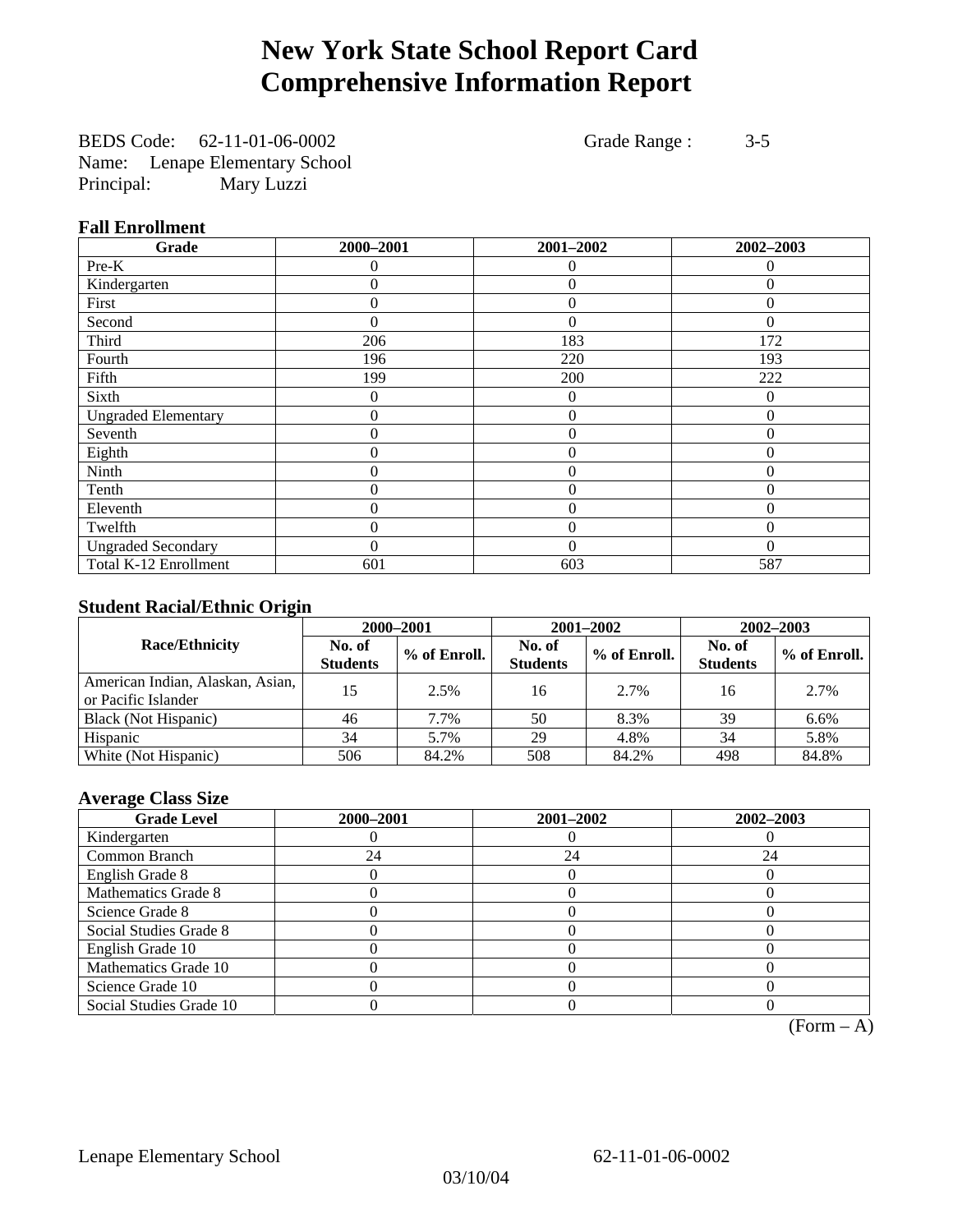# New York State School Report Card
# Comprehensive Information Report

BEDS Code: 62-11-01-06-0002 Grade Range : 3-5
Name: Lenape Elementary School
Principal: Mary Luzzi

### Fall Enrollment

| Grade | 2000–2001 | 2001–2002 | 2002–2003 |
|---|---|---|---|
| Pre-K | 0 | 0 | 0 |
| Kindergarten | 0 | 0 | 0 |
| First | 0 | 0 | 0 |
| Second | 0 | 0 | 0 |
| Third | 206 | 183 | 172 |
| Fourth | 196 | 220 | 193 |
| Fifth | 199 | 200 | 222 |
| Sixth | 0 | 0 | 0 |
| Ungraded Elementary | 0 | 0 | 0 |
| Seventh | 0 | 0 | 0 |
| Eighth | 0 | 0 | 0 |
| Ninth | 0 | 0 | 0 |
| Tenth | 0 | 0 | 0 |
| Eleventh | 0 | 0 | 0 |
| Twelfth | 0 | 0 | 0 |
| Ungraded Secondary | 0 | 0 | 0 |
| Total K-12 Enrollment | 601 | 603 | 587 |

### Student Racial/Ethnic Origin

| Race/Ethnicity | 2000–2001 | | 2001–2002 | | 2002–2003 | |
|---|---|---|---|---|---|---|
| | No. of Students | % of Enroll. | No. of Students | % of Enroll. | No. of Students | % of Enroll. |
| American Indian, Alaskan, Asian, or Pacific Islander | 15 | 2.5% | 16 | 2.7% | 16 | 2.7% |
| Black (Not Hispanic) | 46 | 7.7% | 50 | 8.3% | 39 | 6.6% |
| Hispanic | 34 | 5.7% | 29 | 4.8% | 34 | 5.8% |
| White (Not Hispanic) | 506 | 84.2% | 508 | 84.2% | 498 | 84.8% |

### Average Class Size

| Grade Level | 2000–2001 | 2001–2002 | 2002–2003 |
|---|---|---|---|
| Kindergarten | 0 | 0 | 0 |
| Common Branch | 24 | 24 | 24 |
| English Grade 8 | 0 | 0 | 0 |
| Mathematics Grade 8 | 0 | 0 | 0 |
| Science Grade 8 | 0 | 0 | 0 |
| Social Studies Grade 8 | 0 | 0 | 0 |
| English Grade 10 | 0 | 0 | 0 |
| Mathematics Grade 10 | 0 | 0 | 0 |
| Science Grade 10 | 0 | 0 | 0 |
| Social Studies Grade 10 | 0 | 0 | 0 |

(Form – A)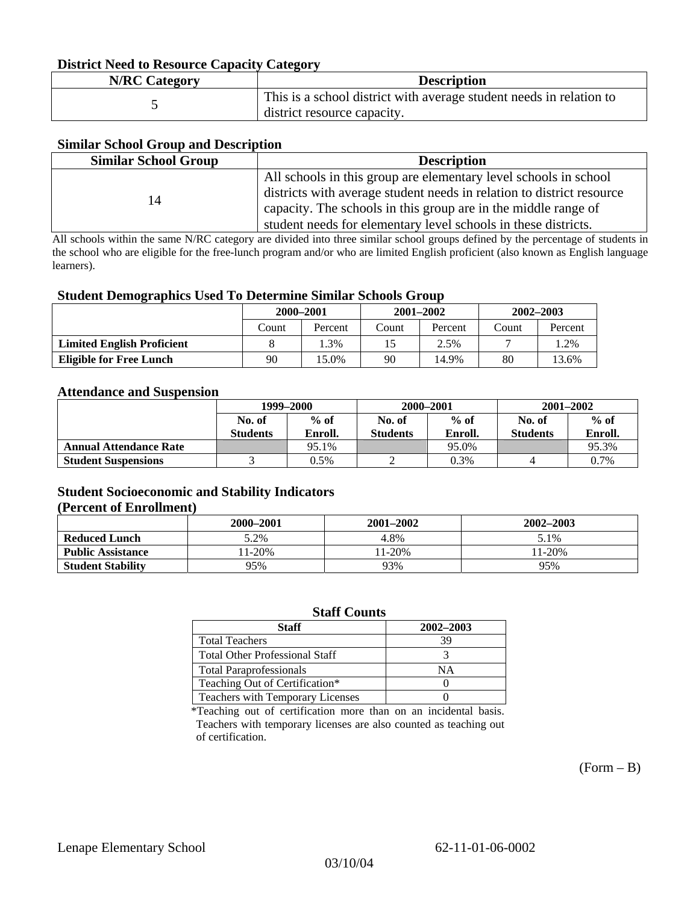### District Need to Resource Capacity Category

| N/RC Category | Description |
|---|---|
| 5 | This is a school district with average student needs in relation to district resource capacity. |

### Similar School Group and Description

| Similar School Group | Description |
|---|---|
| 14 | All schools in this group are elementary level schools in school districts with average student needs in relation to district resource capacity. The schools in this group are in the middle range of student needs for elementary level schools in these districts. |

All schools within the same N/RC category are divided into three similar school groups defined by the percentage of students in the school who are eligible for the free-lunch program and/or who are limited English proficient (also known as English language learners).

### Student Demographics Used To Determine Similar Schools Group

| | 2000–2001 | | 2001–2002 | | 2002–2003 | |
|---|---|---|---|---|---|---|
| | Count | Percent | Count | Percent | Count | Percent |
| **Limited English Proficient** | 8 | 1.3% | 15 | 2.5% | 7 | 1.2% |
| **Eligible for Free Lunch** | 90 | 15.0% | 90 | 14.9% | 80 | 13.6% |

### Attendance and Suspension

| | 1999–2000 | | 2000–2001 | | 2001–2002 | |
|---|---|---|---|---|---|---|
| | No. of Students | % of Enroll. | No. of Students | % of Enroll. | No. of Students | % of Enroll. |
| **Annual Attendance Rate** | | 95.1% | | 95.0% | | 95.3% |
| **Student Suspensions** | 3 | 0.5% | 2 | 0.3% | 4 | 0.7% |

### Student Socioeconomic and Stability Indicators (Percent of Enrollment)

| | 2000–2001 | 2001–2002 | 2002–2003 |
|---|---|---|---|
| **Reduced Lunch** | 5.2% | 4.8% | 5.1% |
| **Public Assistance** | 11-20% | 11-20% | 11-20% |
| **Student Stability** | 95% | 93% | 95% |

### Staff Counts

| Staff | 2002–2003 |
|---|---|
| Total Teachers | 39 |
| Total Other Professional Staff | 3 |
| Total Paraprofessionals | NA |
| Teaching Out of Certification* | 0 |
| Teachers with Temporary Licenses | 0 |

*Teaching out of certification more than on an incidental basis. Teachers with temporary licenses are also counted as teaching out of certification.

(Form – B)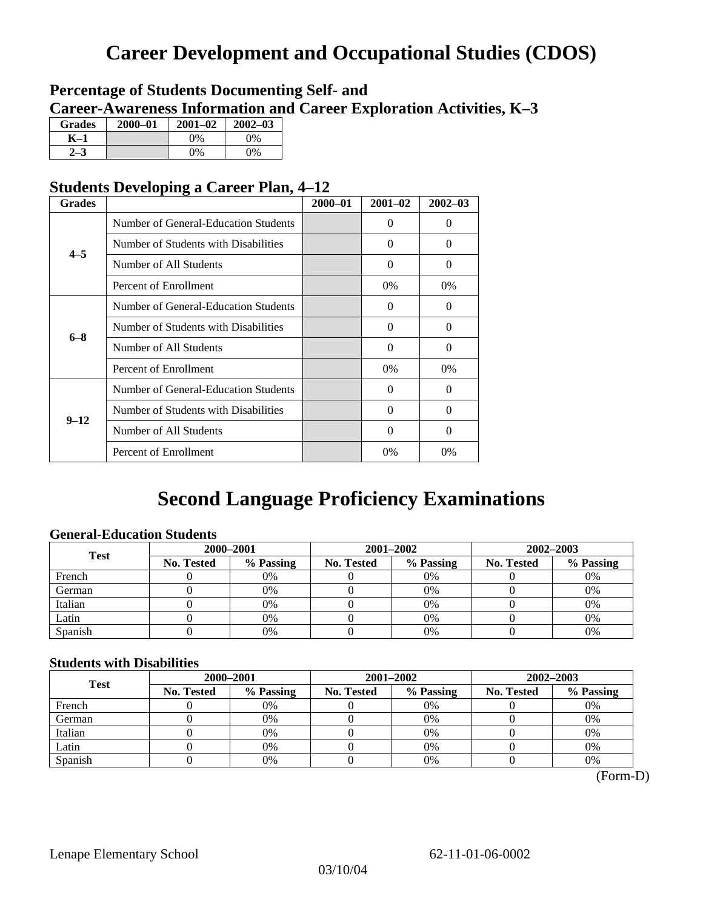# Career Development and Occupational Studies (CDOS)

## Percentage of Students Documenting Self- and Career-Awareness Information and Career Exploration Activities, K–3

| Grades | 2000–01 | 2001–02 | 2002–03 |
|---|---|---|---|
| K–1 | | 0% | 0% |
| 2–3 | | 0% | 0% |

## Students Developing a Career Plan, 4–12

| Grades | | 2000–01 | 2001–02 | 2002–03 |
|---|---|---|---|---|
| 4–5 | Number of General-Education Students | | 0 | 0 |
| | Number of Students with Disabilities | | 0 | 0 |
| | Number of All Students | | 0 | 0 |
| | Percent of Enrollment | | 0% | 0% |
| 6–8 | Number of General-Education Students | | 0 | 0 |
| | Number of Students with Disabilities | | 0 | 0 |
| | Number of All Students | | 0 | 0 |
| | Percent of Enrollment | | 0% | 0% |
| 9–12 | Number of General-Education Students | | 0 | 0 |
| | Number of Students with Disabilities | | 0 | 0 |
| | Number of All Students | | 0 | 0 |
| | Percent of Enrollment | | 0% | 0% |

# Second Language Proficiency Examinations

### General-Education Students

| Test | 2000–2001 | | 2001–2002 | | 2002–2003 | |
|---|---|---|---|---|---|---|
| | No. Tested | % Passing | No. Tested | % Passing | No. Tested | % Passing |
| French | 0 | 0% | 0 | 0% | 0 | 0% |
| German | 0 | 0% | 0 | 0% | 0 | 0% |
| Italian | 0 | 0% | 0 | 0% | 0 | 0% |
| Latin | 0 | 0% | 0 | 0% | 0 | 0% |
| Spanish | 0 | 0% | 0 | 0% | 0 | 0% |

### Students with Disabilities

| Test | 2000–2001 | | 2001–2002 | | 2002–2003 | |
|---|---|---|---|---|---|---|
| | No. Tested | % Passing | No. Tested | % Passing | No. Tested | % Passing |
| French | 0 | 0% | 0 | 0% | 0 | 0% |
| German | 0 | 0% | 0 | 0% | 0 | 0% |
| Italian | 0 | 0% | 0 | 0% | 0 | 0% |
| Latin | 0 | 0% | 0 | 0% | 0 | 0% |
| Spanish | 0 | 0% | 0 | 0% | 0 | 0% |

(Form-D)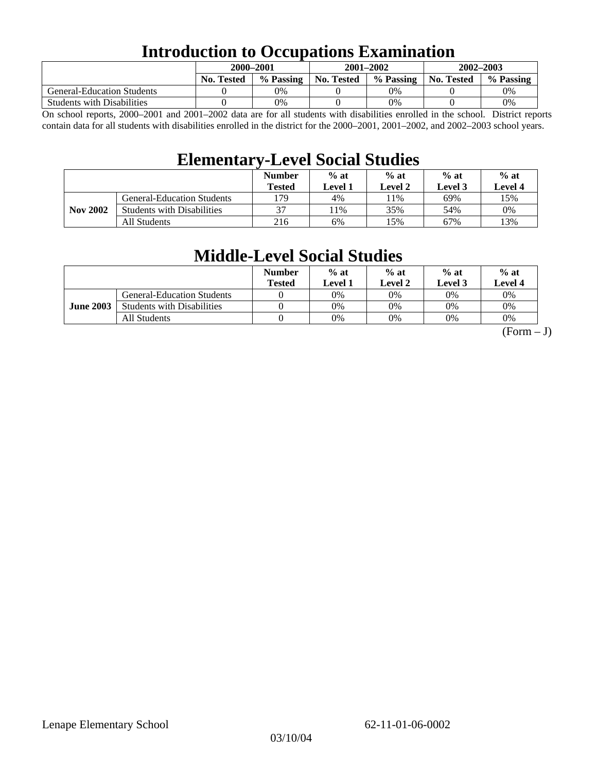# Introduction to Occupations Examination

| | 2000–2001 | | 2001–2002 | | 2002–2003 | |
|---|---|---|---|---|---|---|
| | **No. Tested** | **% Passing** | **No. Tested** | **% Passing** | **No. Tested** | **% Passing** |
| General-Education Students | 0 | 0% | 0 | 0% | 0 | 0% |
| Students with Disabilities | 0 | 0% | 0 | 0% | 0 | 0% |

On school reports, 2000–2001 and 2001–2002 data are for all students with disabilities enrolled in the school. District reports contain data for all students with disabilities enrolled in the district for the 2000–2001, 2001–2002, and 2002–2003 school years.

# Elementary-Level Social Studies

| | | Number Tested | % at Level 1 | % at Level 2 | % at Level 3 | % at Level 4 |
|---|---|---|---|---|---|---|
| **Nov 2002** | General-Education Students | 179 | 4% | 11% | 69% | 15% |
| | Students with Disabilities | 37 | 11% | 35% | 54% | 0% |
| | All Students | 216 | 6% | 15% | 67% | 13% |

# Middle-Level Social Studies

| | | Number Tested | % at Level 1 | % at Level 2 | % at Level 3 | % at Level 4 |
|---|---|---|---|---|---|---|
| **June 2003** | General-Education Students | 0 | 0% | 0% | 0% | 0% |
| | Students with Disabilities | 0 | 0% | 0% | 0% | 0% |
| | All Students | 0 | 0% | 0% | 0% | 0% |

(Form – J)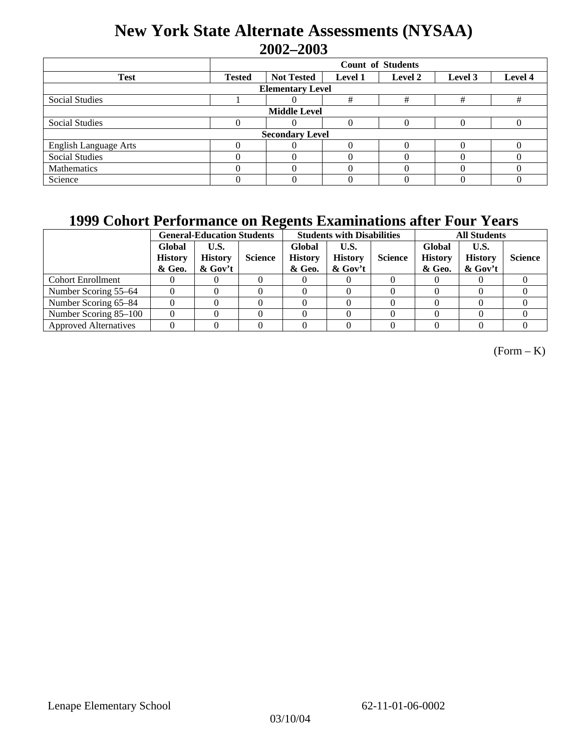# New York State Alternate Assessments (NYSAA)
## 2002–2003

| | Count of Students | | | | | |
|---|---|---|---|---|---|---|
| **Test** | **Tested** | **Not Tested** | **Level 1** | **Level 2** | **Level 3** | **Level 4** |
| **Elementary Level** | | | | | | |
| Social Studies | 1 | 0 | # | # | # | # |
| **Middle Level** | | | | | | |
| Social Studies | 0 | 0 | 0 | 0 | 0 | 0 |
| **Secondary Level** | | | | | | |
| English Language Arts | 0 | 0 | 0 | 0 | 0 | 0 |
| Social Studies | 0 | 0 | 0 | 0 | 0 | 0 |
| Mathematics | 0 | 0 | 0 | 0 | 0 | 0 |
| Science | 0 | 0 | 0 | 0 | 0 | 0 |

## 1999 Cohort Performance on Regents Examinations after Four Years

| | General-Education Students | | | Students with Disabilities | | | All Students | | |
|---|---|---|---|---|---|---|---|---|---|
| | **Global History & Geo.** | **U.S. History & Gov't** | **Science** | **Global History & Geo.** | **U.S. History & Gov't** | **Science** | **Global History & Geo.** | **U.S. History & Gov't** | **Science** |
| Cohort Enrollment | 0 | 0 | 0 | 0 | 0 | 0 | 0 | 0 | 0 |
| Number Scoring 55–64 | 0 | 0 | 0 | 0 | 0 | 0 | 0 | 0 | 0 |
| Number Scoring 65–84 | 0 | 0 | 0 | 0 | 0 | 0 | 0 | 0 | 0 |
| Number Scoring 85–100 | 0 | 0 | 0 | 0 | 0 | 0 | 0 | 0 | 0 |
| Approved Alternatives | 0 | 0 | 0 | 0 | 0 | 0 | 0 | 0 | 0 |

(Form – K)